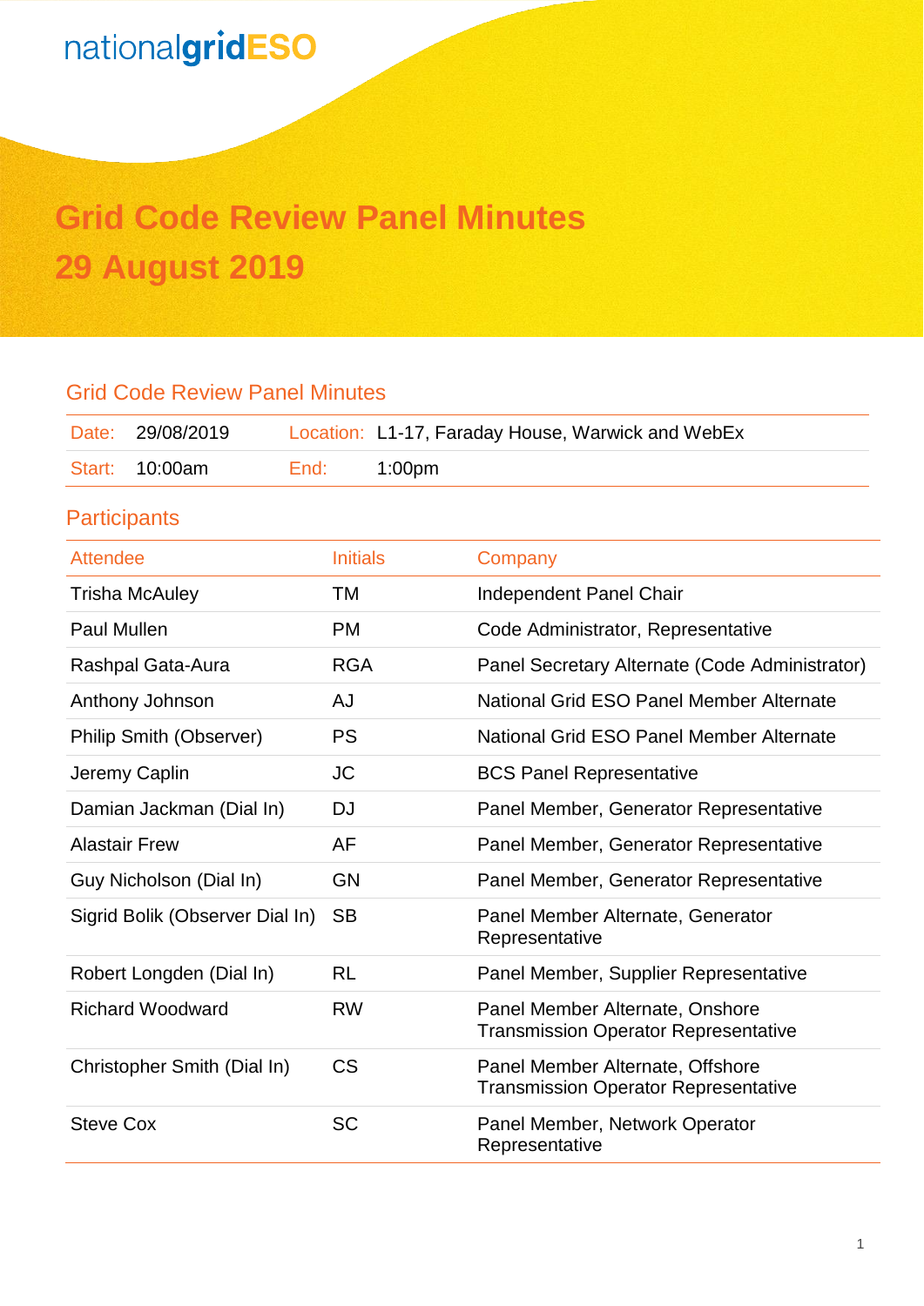nationalgridESO

# Grid Code Review Panel Minutes
# 29 August 2019

## Grid Code Review Panel Minutes

| Date: | 29/08/2019 | Location: | L1-17, Faraday House, Warwick and WebEx |
|---|---|---|---|
| Start: | 10:00am | End: | 1:00pm |

## Participants

| Attendee | Initials | Company |
|---|---|---|
| Trisha McAuley | TM | Independent Panel Chair |
| Paul Mullen | PM | Code Administrator, Representative |
| Rashpal Gata-Aura | RGA | Panel Secretary Alternate (Code Administrator) |
| Anthony Johnson | AJ | National Grid ESO Panel Member Alternate |
| Philip Smith (Observer) | PS | National Grid ESO Panel Member Alternate |
| Jeremy Caplin | JC | BCS Panel Representative |
| Damian Jackman (Dial In) | DJ | Panel Member, Generator Representative |
| Alastair Frew | AF | Panel Member, Generator Representative |
| Guy Nicholson (Dial In) | GN | Panel Member, Generator Representative |
| Sigrid Bolik (Observer Dial In) | SB | Panel Member Alternate, Generator Representative |
| Robert Longden (Dial In) | RL | Panel Member, Supplier Representative |
| Richard Woodward | RW | Panel Member Alternate, Onshore Transmission Operator Representative |
| Christopher Smith (Dial In) | CS | Panel Member Alternate, Offshore Transmission Operator Representative |
| Steve Cox | SC | Panel Member, Network Operator Representative |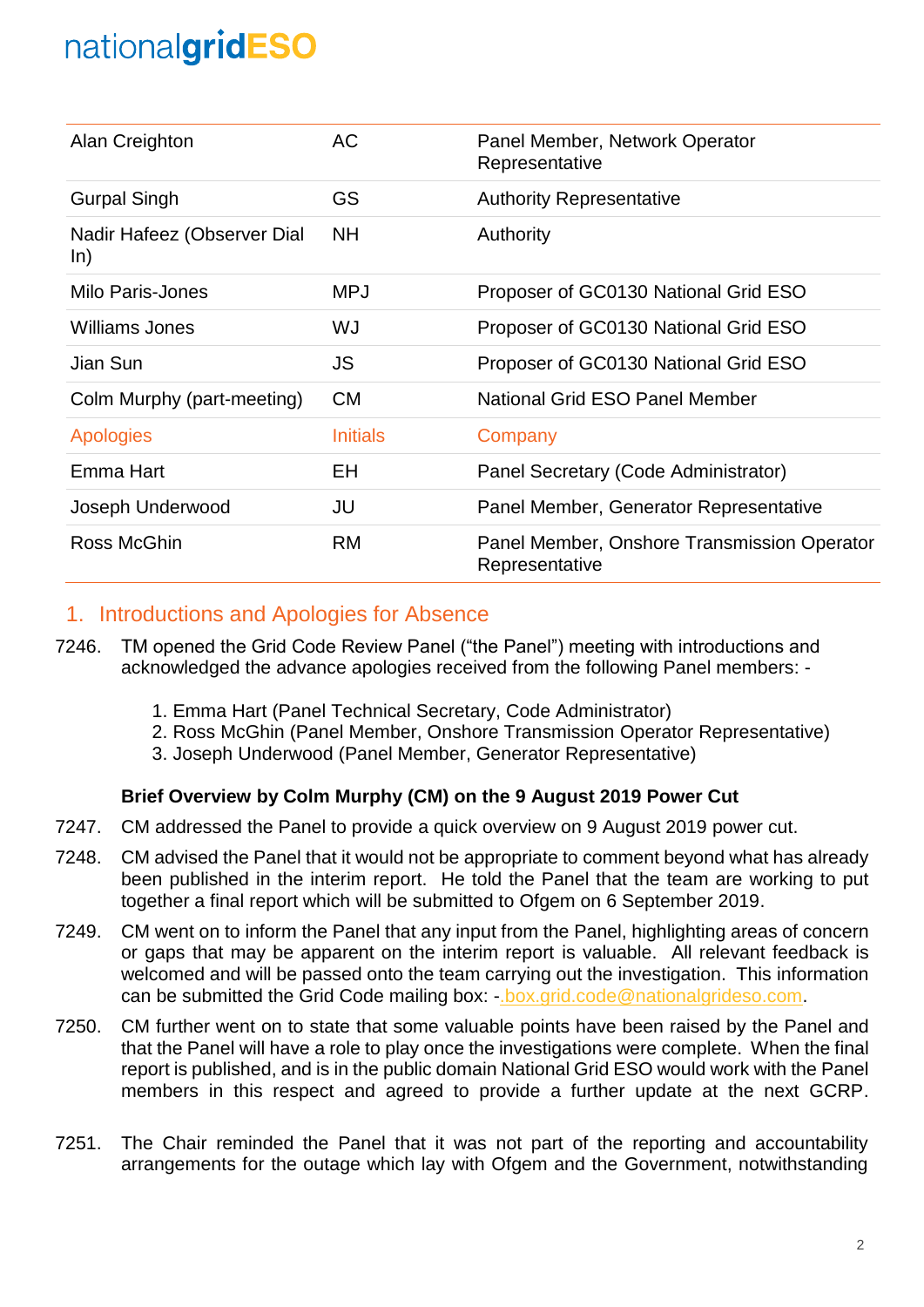| | | |
|---|---|---|
| Alan Creighton | AC | Panel Member, Network Operator Representative |
| Gurpal Singh | GS | Authority Representative |
| Nadir Hafeez (Observer Dial In) | NH | Authority |
| Milo Paris-Jones | MPJ | Proposer of GC0130 National Grid ESO |
| Williams Jones | WJ | Proposer of GC0130 National Grid ESO |
| Jian Sun | JS | Proposer of GC0130 National Grid ESO |
| Colm Murphy (part-meeting) | CM | National Grid ESO Panel Member |
| **Apologies** | **Initials** | **Company** |
| Emma Hart | EH | Panel Secretary (Code Administrator) |
| Joseph Underwood | JU | Panel Member, Generator Representative |
| Ross McGhin | RM | Panel Member, Onshore Transmission Operator Representative |

## 1. Introductions and Apologies for Absence

7246. TM opened the Grid Code Review Panel ("the Panel") meeting with introductions and acknowledged the advance apologies received from the following Panel members: -

1. Emma Hart (Panel Technical Secretary, Code Administrator)
2. Ross McGhin (Panel Member, Onshore Transmission Operator Representative)
3. Joseph Underwood (Panel Member, Generator Representative)

**Brief Overview by Colm Murphy (CM) on the 9 August 2019 Power Cut**

7247. CM addressed the Panel to provide a quick overview on 9 August 2019 power cut.

7248. CM advised the Panel that it would not be appropriate to comment beyond what has already been published in the interim report. He told the Panel that the team are working to put together a final report which will be submitted to Ofgem on 6 September 2019.

7249. CM went on to inform the Panel that any input from the Panel, highlighting areas of concern or gaps that may be apparent on the interim report is valuable. All relevant feedback is welcomed and will be passed onto the team carrying out the investigation. This information can be submitted the Grid Code mailing box: - box.grid.code@nationalgrideso.com.

7250. CM further went on to state that some valuable points have been raised by the Panel and that the Panel will have a role to play once the investigations were complete. When the final report is published, and is in the public domain National Grid ESO would work with the Panel members in this respect and agreed to provide a further update at the next GCRP.

7251. The Chair reminded the Panel that it was not part of the reporting and accountability arrangements for the outage which lay with Ofgem and the Government, notwithstanding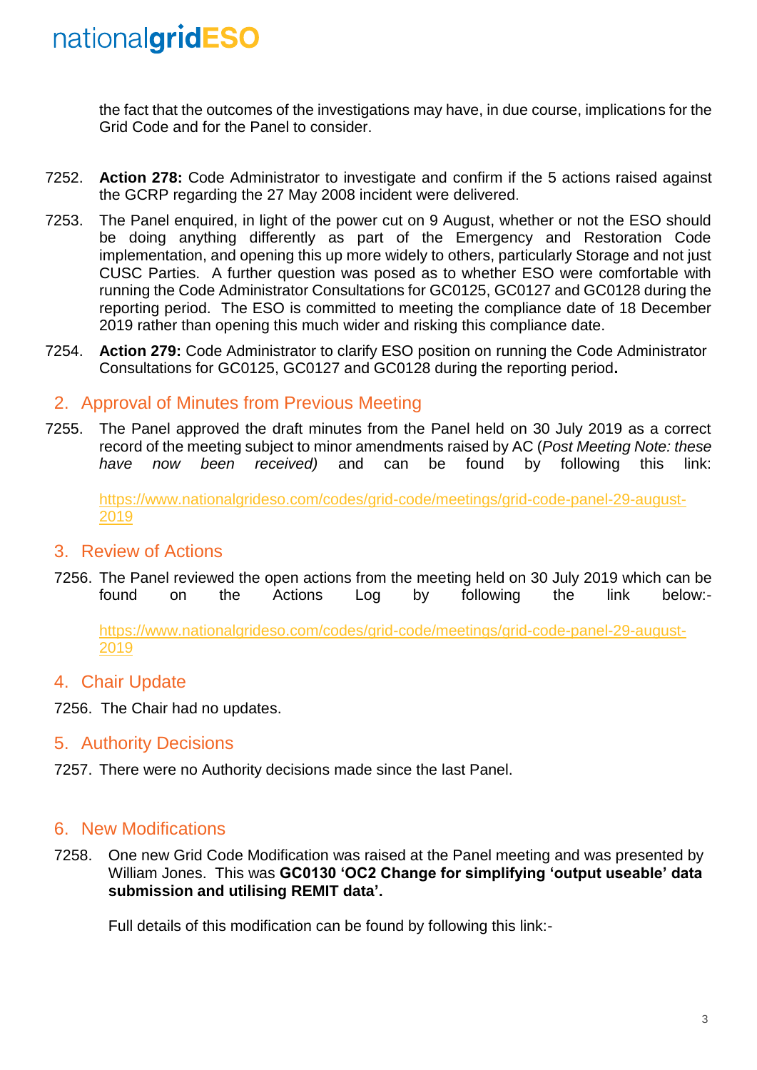the fact that the outcomes of the investigations may have, in due course, implications for the Grid Code and for the Panel to consider.

7252. **Action 278:** Code Administrator to investigate and confirm if the 5 actions raised against the GCRP regarding the 27 May 2008 incident were delivered.

7253. The Panel enquired, in light of the power cut on 9 August, whether or not the ESO should be doing anything differently as part of the Emergency and Restoration Code implementation, and opening this up more widely to others, particularly Storage and not just CUSC Parties. A further question was posed as to whether ESO were comfortable with running the Code Administrator Consultations for GC0125, GC0127 and GC0128 during the reporting period. The ESO is committed to meeting the compliance date of 18 December 2019 rather than opening this much wider and risking this compliance date.

7254. **Action 279:** Code Administrator to clarify ESO position on running the Code Administrator Consultations for GC0125, GC0127 and GC0128 during the reporting period**.**

## 2. Approval of Minutes from Previous Meeting

7255. The Panel approved the draft minutes from the Panel held on 30 July 2019 as a correct record of the meeting subject to minor amendments raised by AC (*Post Meeting Note: these have now been received)* and can be found by following this link:

https://www.nationalgrideso.com/codes/grid-code/meetings/grid-code-panel-29-august-2019

## 3. Review of Actions

7256. The Panel reviewed the open actions from the meeting held on 30 July 2019 which can be found on the Actions Log by following the link below:-

https://www.nationalgrideso.com/codes/grid-code/meetings/grid-code-panel-29-august-2019

## 4. Chair Update

7256. The Chair had no updates.

## 5. Authority Decisions

7257. There were no Authority decisions made since the last Panel.

## 6. New Modifications

7258. One new Grid Code Modification was raised at the Panel meeting and was presented by William Jones. This was **GC0130 'OC2 Change for simplifying 'output useable' data submission and utilising REMIT data'.**

Full details of this modification can be found by following this link:-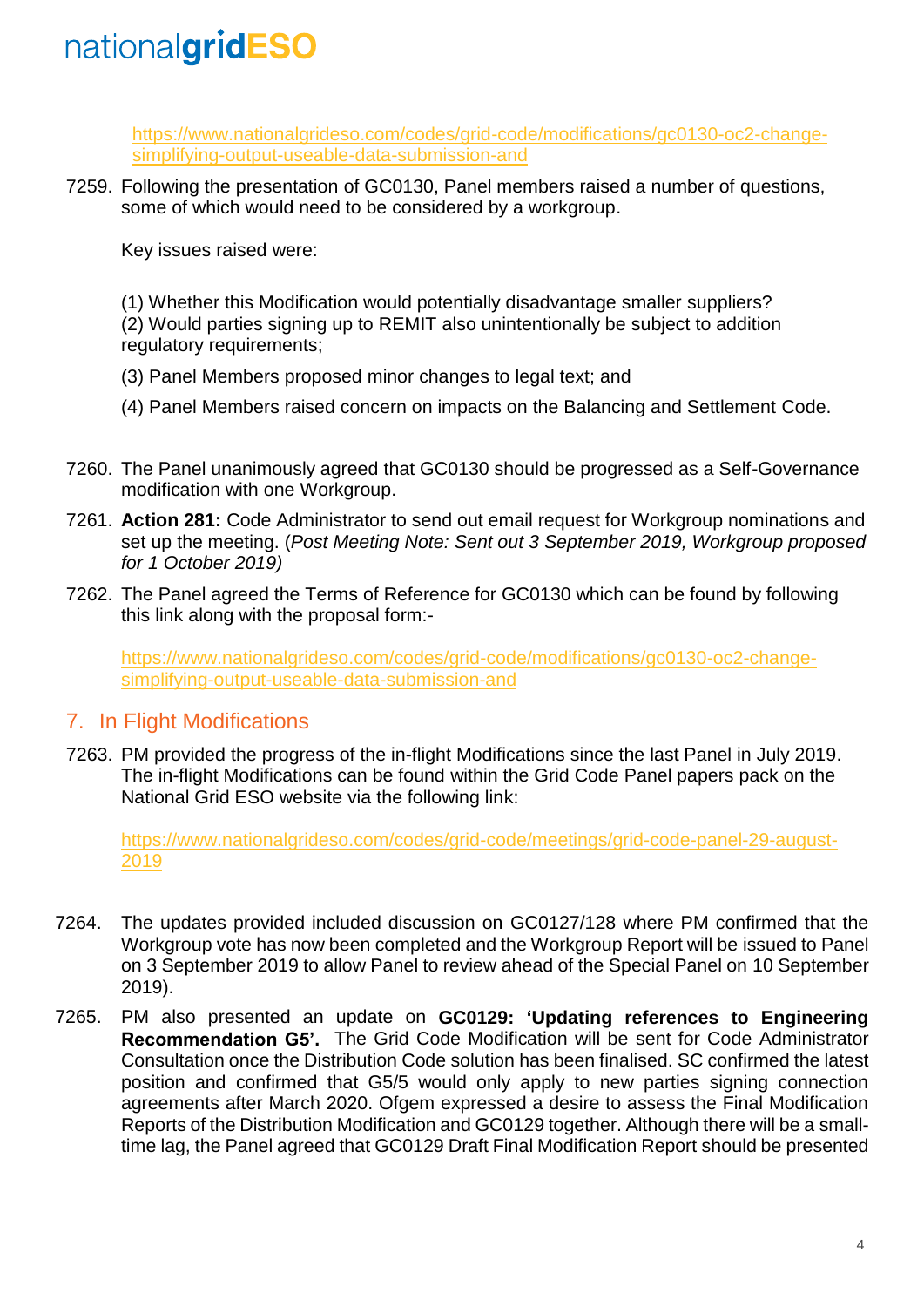https://www.nationalgrideso.com/codes/grid-code/modifications/gc0130-oc2-change-simplifying-output-useable-data-submission-and

7259. Following the presentation of GC0130, Panel members raised a number of questions, some of which would need to be considered by a workgroup.

 Key issues raised were:

 (1) Whether this Modification would potentially disadvantage smaller suppliers?
 (2) Would parties signing up to REMIT also unintentionally be subject to addition regulatory requirements;

 (3) Panel Members proposed minor changes to legal text; and

 (4) Panel Members raised concern on impacts on the Balancing and Settlement Code.

7260. The Panel unanimously agreed that GC0130 should be progressed as a Self-Governance modification with one Workgroup.

7261. **Action 281:** Code Administrator to send out email request for Workgroup nominations and set up the meeting. (*Post Meeting Note: Sent out 3 September 2019, Workgroup proposed for 1 October 2019)*

7262. The Panel agreed the Terms of Reference for GC0130 which can be found by following this link along with the proposal form:-

 https://www.nationalgrideso.com/codes/grid-code/modifications/gc0130-oc2-change-simplifying-output-useable-data-submission-and

## 7. In Flight Modifications

7263. PM provided the progress of the in-flight Modifications since the last Panel in July 2019. The in-flight Modifications can be found within the Grid Code Panel papers pack on the National Grid ESO website via the following link:

 https://www.nationalgrideso.com/codes/grid-code/meetings/grid-code-panel-29-august-2019

7264. The updates provided included discussion on GC0127/128 where PM confirmed that the Workgroup vote has now been completed and the Workgroup Report will be issued to Panel on 3 September 2019 to allow Panel to review ahead of the Special Panel on 10 September 2019).

7265. PM also presented an update on **GC0129: 'Updating references to Engineering Recommendation G5'.** The Grid Code Modification will be sent for Code Administrator Consultation once the Distribution Code solution has been finalised. SC confirmed the latest position and confirmed that G5/5 would only apply to new parties signing connection agreements after March 2020. Ofgem expressed a desire to assess the Final Modification Reports of the Distribution Modification and GC0129 together. Although there will be a small-time lag, the Panel agreed that GC0129 Draft Final Modification Report should be presented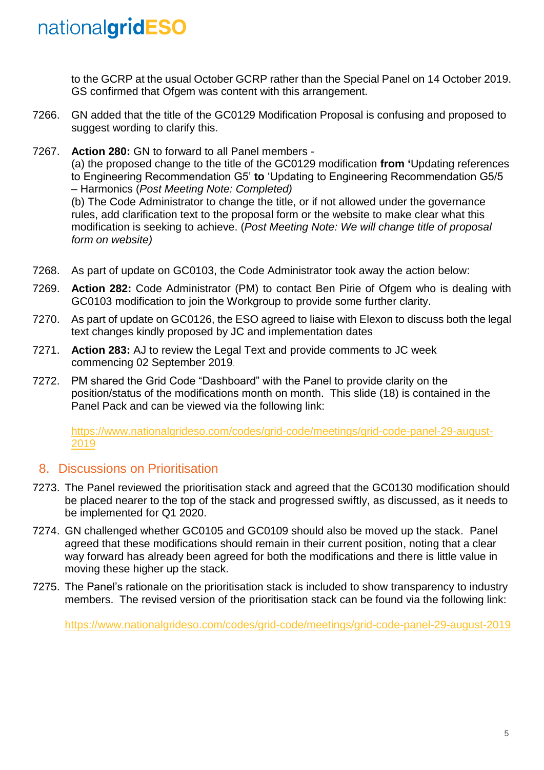to the GCRP at the usual October GCRP rather than the Special Panel on 14 October 2019. GS confirmed that Ofgem was content with this arrangement.

7266. GN added that the title of the GC0129 Modification Proposal is confusing and proposed to suggest wording to clarify this.

7267. **Action 280:** GN to forward to all Panel members -
(a) the proposed change to the title of the GC0129 modification **from '**Updating references to Engineering Recommendation G5' **to** 'Updating to Engineering Recommendation G5/5 – Harmonics (*Post Meeting Note: Completed)*
(b) The Code Administrator to change the title, or if not allowed under the governance rules, add clarification text to the proposal form or the website to make clear what this modification is seeking to achieve. (*Post Meeting Note: We will change title of proposal form on website)*

7268. As part of update on GC0103, the Code Administrator took away the action below:

7269. **Action 282:** Code Administrator (PM) to contact Ben Pirie of Ofgem who is dealing with GC0103 modification to join the Workgroup to provide some further clarity.

7270. As part of update on GC0126, the ESO agreed to liaise with Elexon to discuss both the legal text changes kindly proposed by JC and implementation dates

7271. **Action 283:** AJ to review the Legal Text and provide comments to JC week commencing 02 September 2019.

7272. PM shared the Grid Code "Dashboard" with the Panel to provide clarity on the position/status of the modifications month on month. This slide (18) is contained in the Panel Pack and can be viewed via the following link:

https://www.nationalgrideso.com/codes/grid-code/meetings/grid-code-panel-29-august-2019

## 8. Discussions on Prioritisation

7273. The Panel reviewed the prioritisation stack and agreed that the GC0130 modification should be placed nearer to the top of the stack and progressed swiftly, as discussed, as it needs to be implemented for Q1 2020.

7274. GN challenged whether GC0105 and GC0109 should also be moved up the stack. Panel agreed that these modifications should remain in their current position, noting that a clear way forward has already been agreed for both the modifications and there is little value in moving these higher up the stack.

7275. The Panel's rationale on the prioritisation stack is included to show transparency to industry members. The revised version of the prioritisation stack can be found via the following link:

https://www.nationalgrideso.com/codes/grid-code/meetings/grid-code-panel-29-august-2019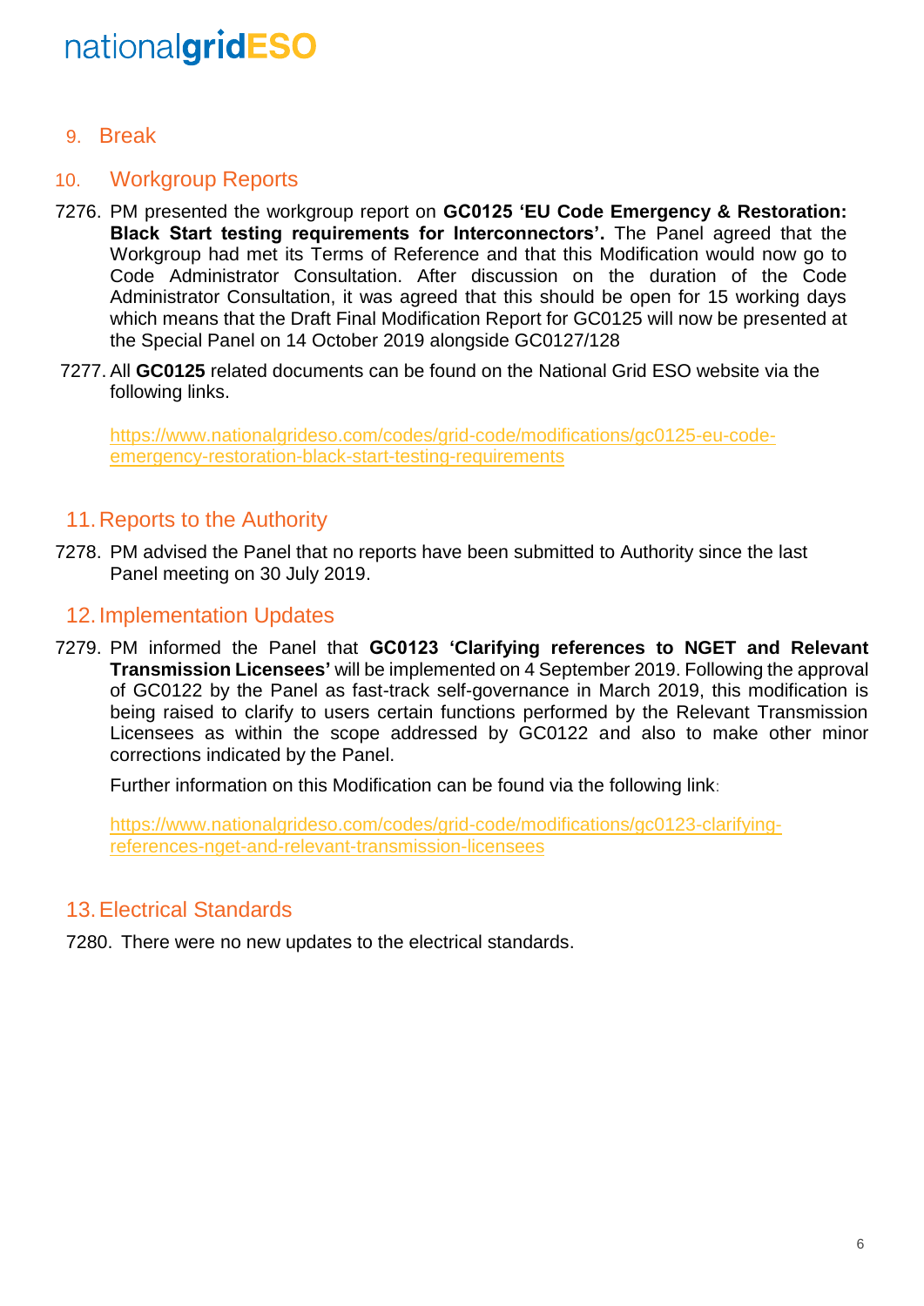## 9. Break

## 10. Workgroup Reports

7276. PM presented the workgroup report on **GC0125 'EU Code Emergency & Restoration: Black Start testing requirements for Interconnectors'.** The Panel agreed that the Workgroup had met its Terms of Reference and that this Modification would now go to Code Administrator Consultation. After discussion on the duration of the Code Administrator Consultation, it was agreed that this should be open for 15 working days which means that the Draft Final Modification Report for GC0125 will now be presented at the Special Panel on 14 October 2019 alongside GC0127/128

7277. All **GC0125** related documents can be found on the National Grid ESO website via the following links.

[https://www.nationalgrideso.com/codes/grid-code/modifications/gc0125-eu-code-emergency-restoration-black-start-testing-requirements](https://www.nationalgrideso.com/codes/grid-code/modifications/gc0125-eu-code-emergency-restoration-black-start-testing-requirements)

## 11. Reports to the Authority

7278. PM advised the Panel that no reports have been submitted to Authority since the last Panel meeting on 30 July 2019.

## 12. Implementation Updates

7279. PM informed the Panel that **GC0123 'Clarifying references to NGET and Relevant Transmission Licensees'** will be implemented on 4 September 2019. Following the approval of GC0122 by the Panel as fast-track self-governance in March 2019, this modification is being raised to clarify to users certain functions performed by the Relevant Transmission Licensees as within the scope addressed by GC0122 and also to make other minor corrections indicated by the Panel.

Further information on this Modification can be found via the following link:

[https://www.nationalgrideso.com/codes/grid-code/modifications/gc0123-clarifying-references-nget-and-relevant-transmission-licensees](https://www.nationalgrideso.com/codes/grid-code/modifications/gc0123-clarifying-references-nget-and-relevant-transmission-licensees)

## 13. Electrical Standards

7280. There were no new updates to the electrical standards.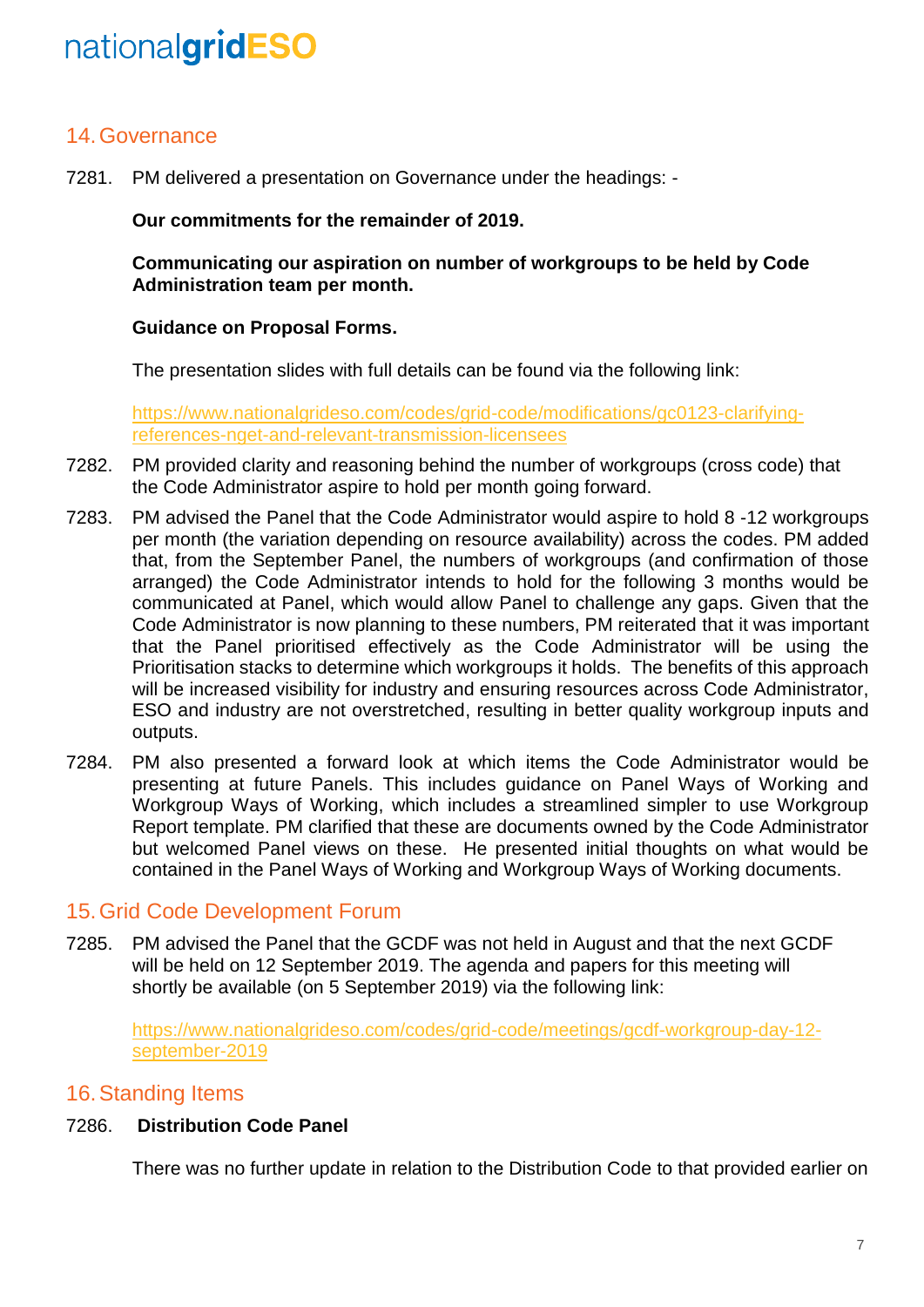## 14. Governance

7281. PM delivered a presentation on Governance under the headings: -

**Our commitments for the remainder of 2019.**

**Communicating our aspiration on number of workgroups to be held by Code Administration team per month.**

**Guidance on Proposal Forms.**

The presentation slides with full details can be found via the following link:

https://www.nationalgrideso.com/codes/grid-code/modifications/gc0123-clarifying-references-nget-and-relevant-transmission-licensees

7282. PM provided clarity and reasoning behind the number of workgroups (cross code) that the Code Administrator aspire to hold per month going forward.

7283. PM advised the Panel that the Code Administrator would aspire to hold 8 -12 workgroups per month (the variation depending on resource availability) across the codes. PM added that, from the September Panel, the numbers of workgroups (and confirmation of those arranged) the Code Administrator intends to hold for the following 3 months would be communicated at Panel, which would allow Panel to challenge any gaps. Given that the Code Administrator is now planning to these numbers, PM reiterated that it was important that the Panel prioritised effectively as the Code Administrator will be using the Prioritisation stacks to determine which workgroups it holds. The benefits of this approach will be increased visibility for industry and ensuring resources across Code Administrator, ESO and industry are not overstretched, resulting in better quality workgroup inputs and outputs.

7284. PM also presented a forward look at which items the Code Administrator would be presenting at future Panels. This includes guidance on Panel Ways of Working and Workgroup Ways of Working, which includes a streamlined simpler to use Workgroup Report template. PM clarified that these are documents owned by the Code Administrator but welcomed Panel views on these. He presented initial thoughts on what would be contained in the Panel Ways of Working and Workgroup Ways of Working documents.

## 15. Grid Code Development Forum

7285. PM advised the Panel that the GCDF was not held in August and that the next GCDF will be held on 12 September 2019. The agenda and papers for this meeting will shortly be available (on 5 September 2019) via the following link:

https://www.nationalgrideso.com/codes/grid-code/meetings/gcdf-workgroup-day-12-september-2019

## 16. Standing Items

7286. **Distribution Code Panel**

There was no further update in relation to the Distribution Code to that provided earlier on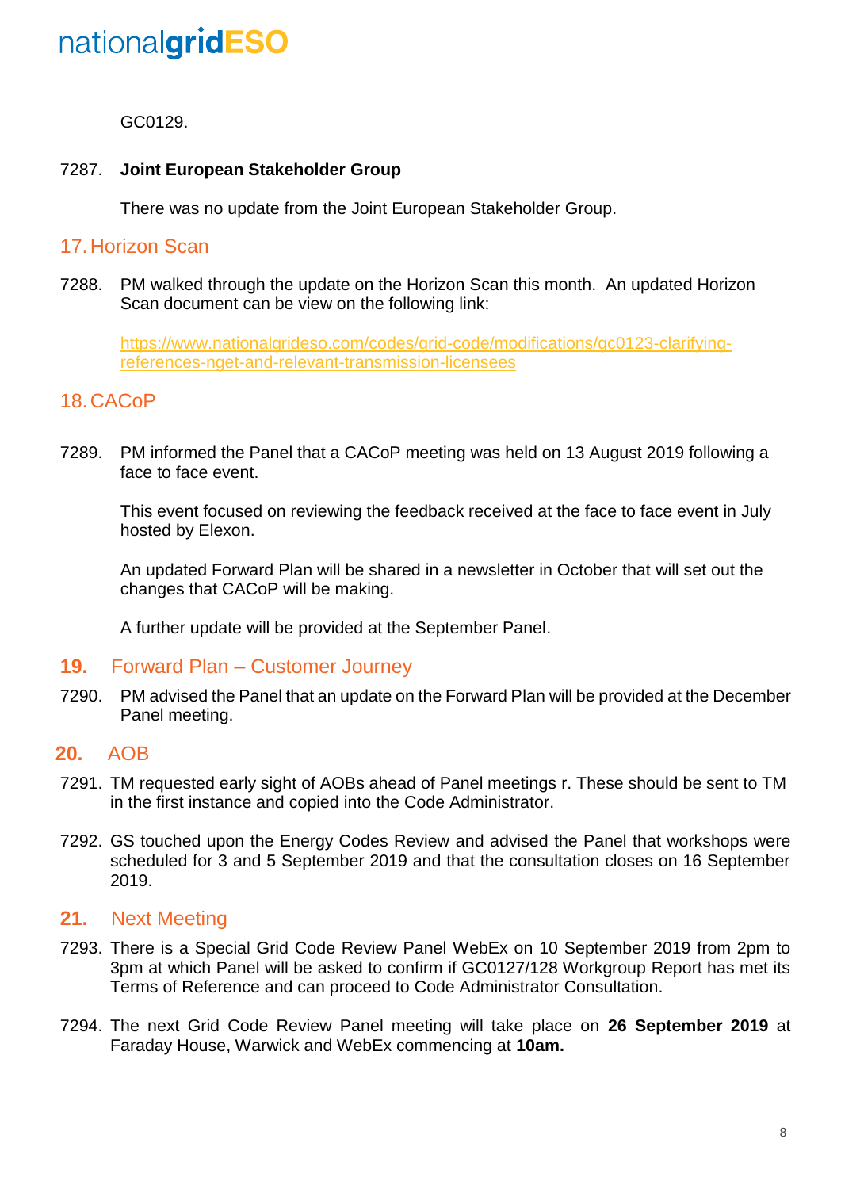GC0129.

7287. **Joint European Stakeholder Group**

There was no update from the Joint European Stakeholder Group.

## 17. Horizon Scan

7288. PM walked through the update on the Horizon Scan this month. An updated Horizon Scan document can be view on the following link:

[https://www.nationalgrideso.com/codes/grid-code/modifications/gc0123-clarifying-references-nget-and-relevant-transmission-licensees](https://www.nationalgrideso.com/codes/grid-code/modifications/gc0123-clarifying-references-nget-and-relevant-transmission-licensees)

## 18. CACoP

7289. PM informed the Panel that a CACoP meeting was held on 13 August 2019 following a face to face event.

This event focused on reviewing the feedback received at the face to face event in July hosted by Elexon.

An updated Forward Plan will be shared in a newsletter in October that will set out the changes that CACoP will be making.

A further update will be provided at the September Panel.

## 19. Forward Plan – Customer Journey

7290. PM advised the Panel that an update on the Forward Plan will be provided at the December Panel meeting.

## 20. AOB

7291. TM requested early sight of AOBs ahead of Panel meetings r. These should be sent to TM in the first instance and copied into the Code Administrator.

7292. GS touched upon the Energy Codes Review and advised the Panel that workshops were scheduled for 3 and 5 September 2019 and that the consultation closes on 16 September 2019.

## 21. Next Meeting

7293. There is a Special Grid Code Review Panel WebEx on 10 September 2019 from 2pm to 3pm at which Panel will be asked to confirm if GC0127/128 Workgroup Report has met its Terms of Reference and can proceed to Code Administrator Consultation.

7294. The next Grid Code Review Panel meeting will take place on **26 September 2019** at Faraday House, Warwick and WebEx commencing at **10am.**